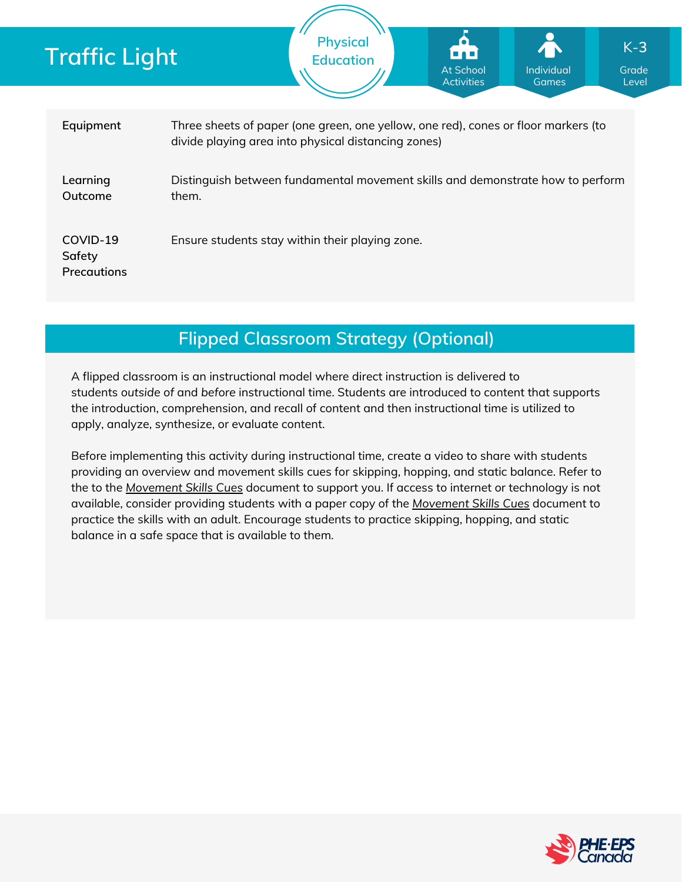# Traffic Light

Physical Education

At School Activities | Individual Games | K-3 Grade Level

| | |
|---|---|
| **Equipment** | Three sheets of paper (one green, one yellow, one red), cones or floor markers (to divide playing area into physical distancing zones) |
| **Learning Outcome** | Distinguish between fundamental movement skills and demonstrate how to perform them. |
| **COVID-19 Safety Precautions** | Ensure students stay within their playing zone. |

## Flipped Classroom Strategy (Optional)

A flipped classroom is an instructional model where direct instruction is delivered to students *outside of* and *before* instructional time. Students are introduced to content that supports the introduction, comprehension, and recall of content and then instructional time is utilized to apply, analyze, synthesize, or evaluate content.

Before implementing this activity during instructional time, create a video to share with students providing an overview and movement skills cues for skipping, hopping, and static balance. Refer to the to the *Movement Skills Cues* document to support you. If access to internet or technology is not available, consider providing students with a paper copy of the *Movement Skills Cues* document to practice the skills with an adult. Encourage students to practice skipping, hopping, and static balance in a safe space that is available to them.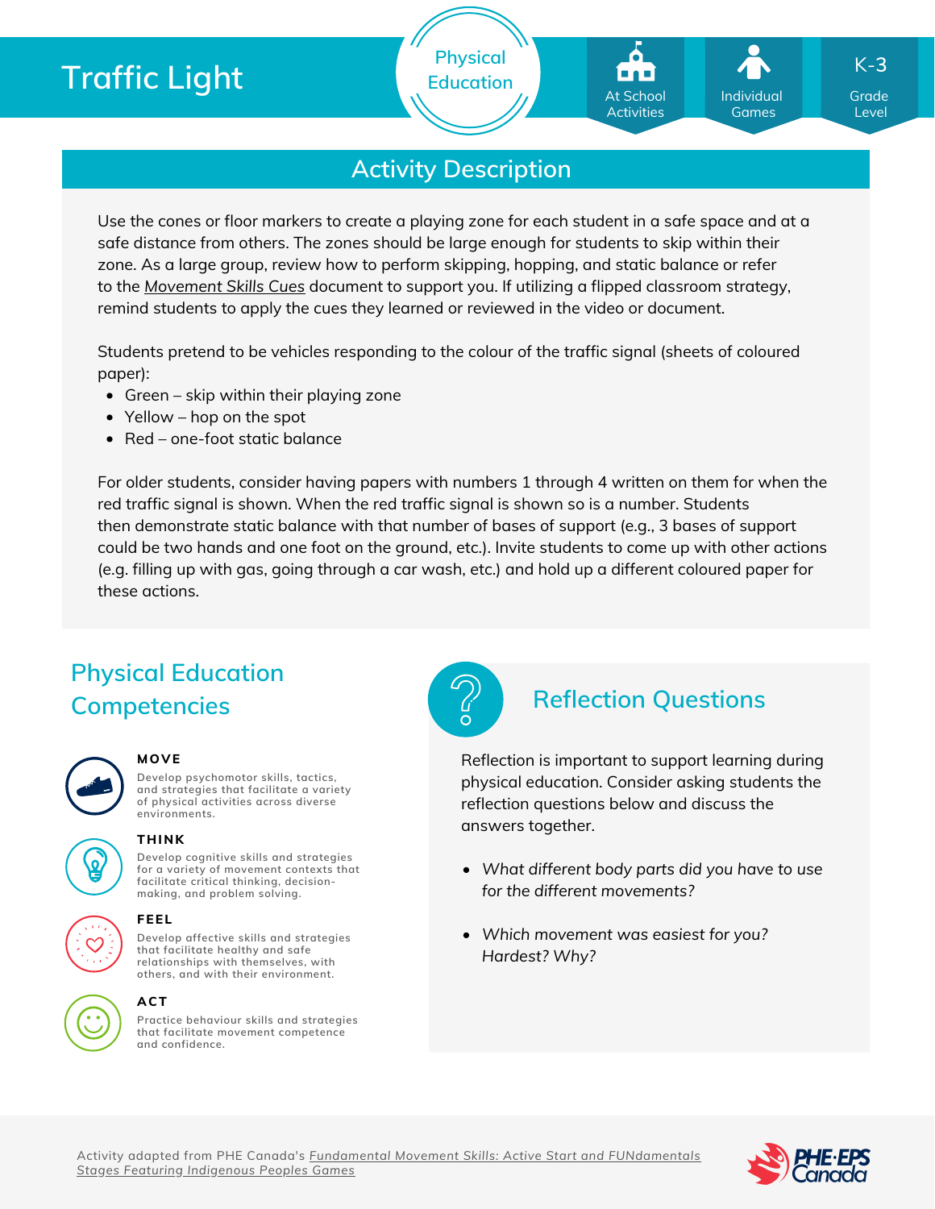# Traffic Light

Physical Education

At School Activities | Individual Games | K-3 Grade Level

## Activity Description

Use the cones or floor markers to create a playing zone for each student in a safe space and at a safe distance from others. The zones should be large enough for students to skip within their zone. As a large group, review how to perform skipping, hopping, and static balance or refer to the *Movement Skills Cues* document to support you. If utilizing a flipped classroom strategy, remind students to apply the cues they learned or reviewed in the video or document.

Students pretend to be vehicles responding to the colour of the traffic signal (sheets of coloured paper):

- Green – skip within their playing zone
- Yellow – hop on the spot
- Red – one-foot static balance

For older students, consider having papers with numbers 1 through 4 written on them for when the red traffic signal is shown. When the red traffic signal is shown so is a number. Students then demonstrate static balance with that number of bases of support (e.g., 3 bases of support could be two hands and one foot on the ground, etc.). Invite students to come up with other actions (e.g. filling up with gas, going through a car wash, etc.) and hold up a different coloured paper for these actions.

## Physical Education Competencies

**MOVE**

Develop psychomotor skills, tactics, and strategies that facilitate a variety of physical activities across diverse environments.

**THINK**

Develop cognitive skills and strategies for a variety of movement contexts that facilitate critical thinking, decision-making, and problem solving.

**FEEL**

Develop affective skills and strategies that facilitate healthy and safe relationships with themselves, with others, and with their environment.

**ACT**

Practice behaviour skills and strategies that facilitate movement competence and confidence.

## Reflection Questions

Reflection is important to support learning during physical education. Consider asking students the reflection questions below and discuss the answers together.

- *What different body parts did you have to use for the different movements?*
- *Which movement was easiest for you? Hardest? Why?*

Activity adapted from PHE Canada's *Fundamental Movement Skills: Active Start and FUNdamentals Stages Featuring Indigenous Peoples Games*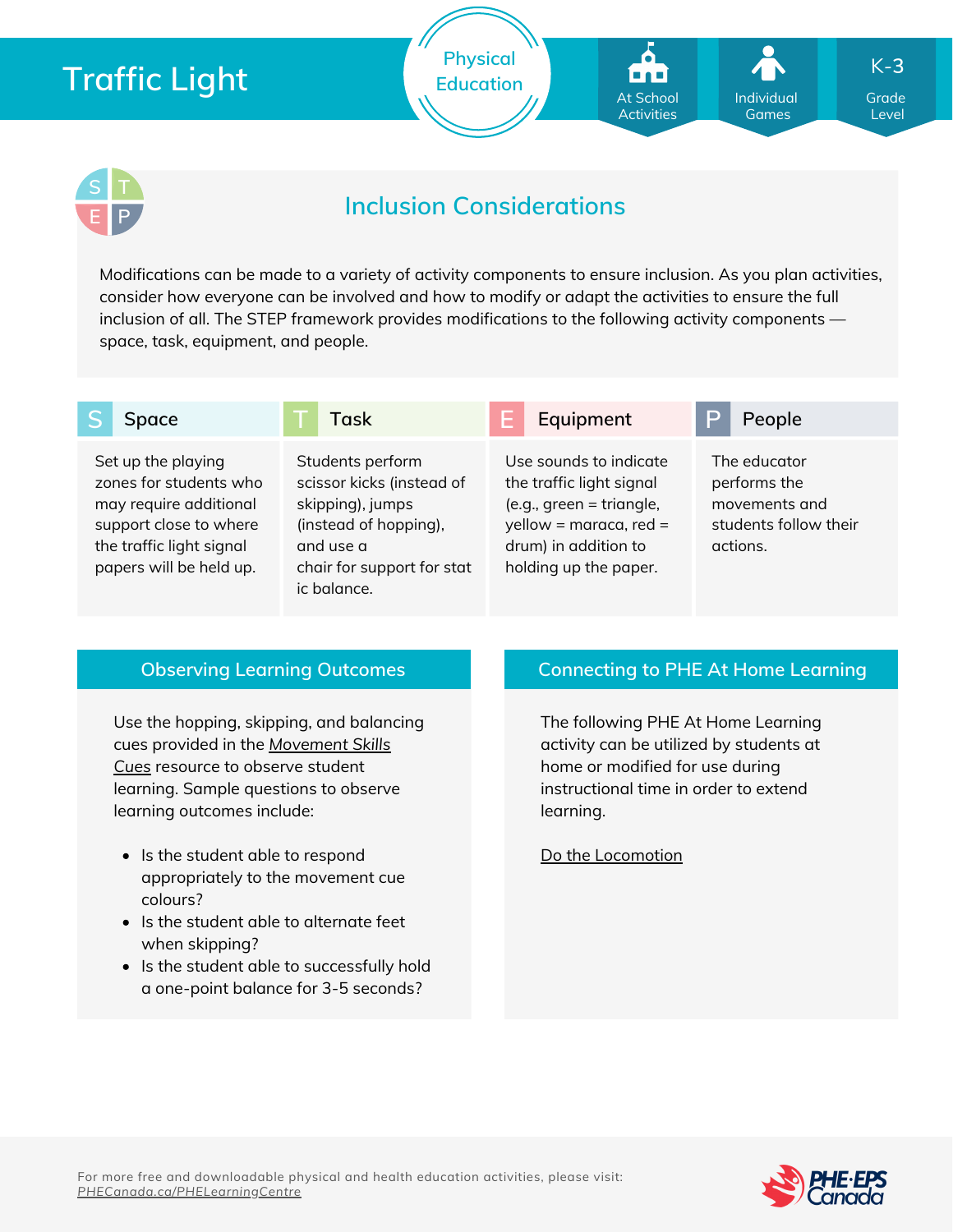# Traffic Light

Physical Education

At School Activities | Individual Games | K-3 Grade Level

## Inclusion Considerations

Modifications can be made to a variety of activity components to ensure inclusion. As you plan activities, consider how everyone can be involved and how to modify or adapt the activities to ensure the full inclusion of all. The STEP framework provides modifications to the following activity components — space, task, equipment, and people.

| S Space | T Task | E Equipment | P People |
|---|---|---|---|
| Set up the playing zones for students who may require additional support close to where the traffic light signal papers will be held up. | Students perform scissor kicks (instead of skipping), jumps (instead of hopping), and use a chair for support for static balance. | Use sounds to indicate the traffic light signal (e.g., green = triangle, yellow = maraca, red = drum) in addition to holding up the paper. | The educator performs the movements and students follow their actions. |

## Observing Learning Outcomes

Use the hopping, skipping, and balancing cues provided in the Movement Skills Cues resource to observe student learning. Sample questions to observe learning outcomes include:

- Is the student able to respond appropriately to the movement cue colours?
- Is the student able to alternate feet when skipping?
- Is the student able to successfully hold a one-point balance for 3-5 seconds?

## Connecting to PHE At Home Learning

The following PHE At Home Learning activity can be utilized by students at home or modified for use during instructional time in order to extend learning.

Do the Locomotion

For more free and downloadable physical and health education activities, please visit: PHECanada.ca/PHELearningCentre